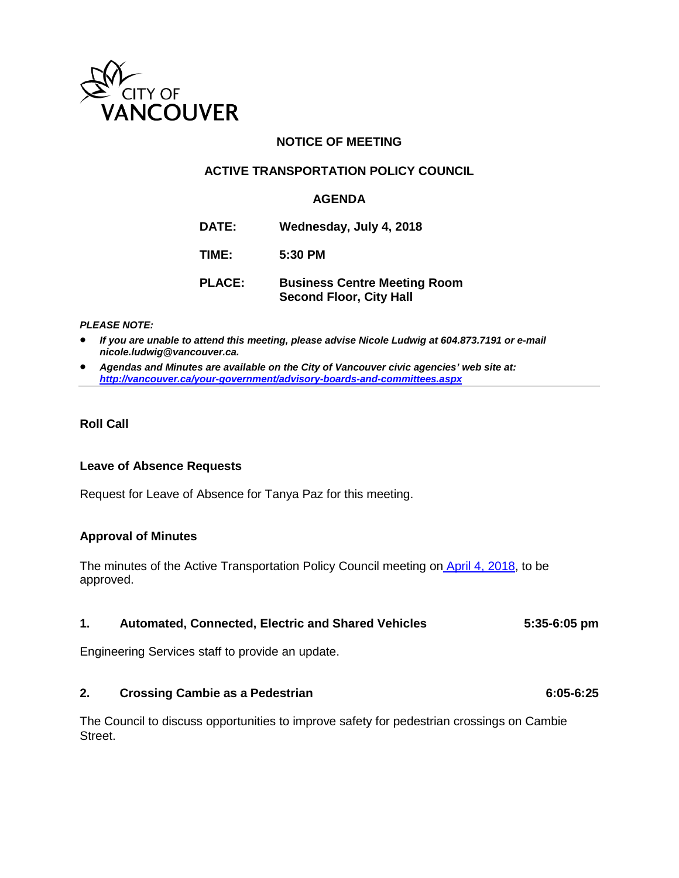CITY OF VANCOUVER

**NOTICE OF MEETING**

**ACTIVE TRANSPORTATION POLICY COUNCIL**

**AGENDA**

| | |
|---|---|
| **DATE:** | **Wednesday, July 4, 2018** |
| **TIME:** | **5:30 PM** |
| **PLACE:** | **Business Centre Meeting Room Second Floor, City Hall** |

***PLEASE NOTE:***

- ***If you are unable to attend this meeting, please advise Nicole Ludwig at 604.873.7191 or e-mail nicole.ludwig@vancouver.ca.***
- ***Agendas and Minutes are available on the City of Vancouver civic agencies' web site at: http://vancouver.ca/your-government/advisory-boards-and-committees.aspx***

---

**Roll Call**

**Leave of Absence Requests**

Request for Leave of Absence for Tanya Paz for this meeting.

**Approval of Minutes**

The minutes of the Active Transportation Policy Council meeting on April 4, 2018, to be approved.

**1. Automated, Connected, Electric and Shared Vehicles** **5:35-6:05 pm**

Engineering Services staff to provide an update.

**2. Crossing Cambie as a Pedestrian** **6:05-6:25**

The Council to discuss opportunities to improve safety for pedestrian crossings on Cambie Street.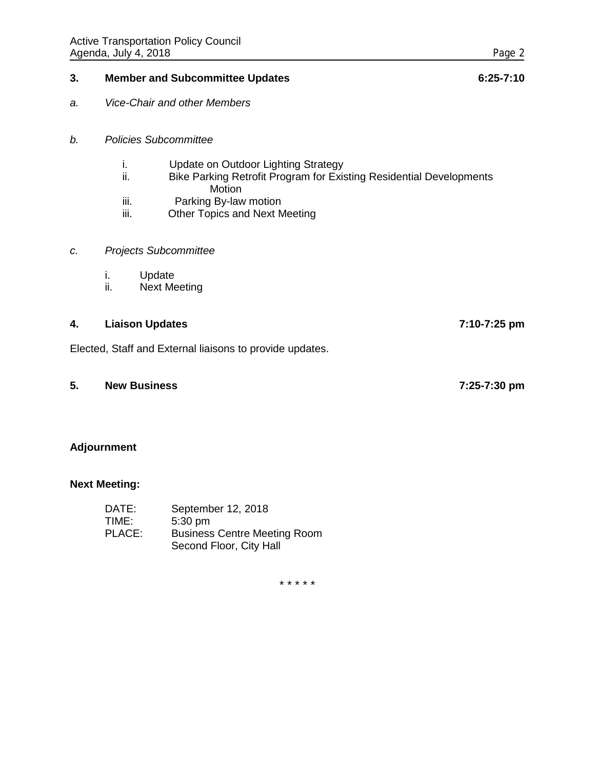## 3. Member and Subcommittee Updates 6:25-7:10

*a. Vice-Chair and other Members*

*b. Policies Subcommittee*

- i. Update on Outdoor Lighting Strategy
- ii. Bike Parking Retrofit Program for Existing Residential Developments Motion
- iii. Parking By-law motion
- iii. Other Topics and Next Meeting

*c. Projects Subcommittee*

- i. Update
- ii. Next Meeting

## 4. Liaison Updates 7:10-7:25 pm

Elected, Staff and External liaisons to provide updates.

## 5. New Business 7:25-7:30 pm

**Adjournment**

**Next Meeting:**

| | |
|---|---|
| DATE: | September 12, 2018 |
| TIME: | 5:30 pm |
| PLACE: | Business Centre Meeting Room<br>Second Floor, City Hall |

* * * * *